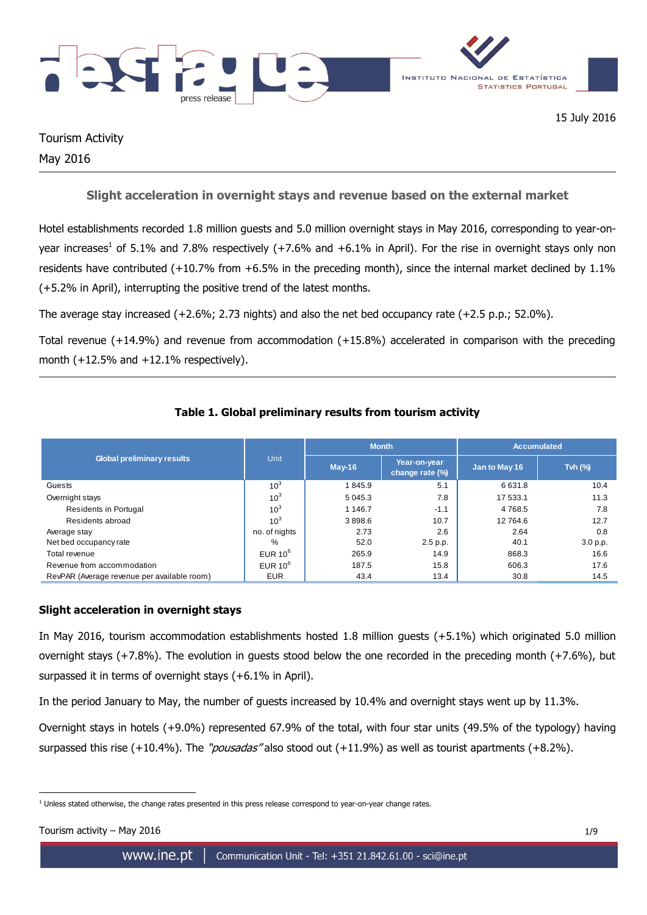15 July 2016

Tourism Activity

May 2016

## Slight acceleration in overnight stays and revenue based on the external market

Hotel establishments recorded 1.8 million guests and 5.0 million overnight stays in May 2016, corresponding to year-on-year increases[1] of 5.1% and 7.8% respectively (+7.6% and +6.1% in April). For the rise in overnight stays only non residents have contributed (+10.7% from +6.5% in the preceding month), since the internal market declined by 1.1% (+5.2% in April), interrupting the positive trend of the latest months.

The average stay increased (+2.6%; 2.73 nights) and also the net bed occupancy rate (+2.5 p.p.; 52.0%).

Total revenue (+14.9%) and revenue from accommodation (+15.8%) accelerated in comparison with the preceding month (+12.5% and +12.1% respectively).

**Table 1. Global preliminary results from tourism activity**

| Global preliminary results | Unit | Month | | Accumulated | |
|---|---|---|---|---|---|
| | | May-16 | Year-on-year change rate (%) | Jan to May 16 | Tvh (%) |
| Guests | $10^3$ | 1 845.9 | 5.1 | 6 631.8 | 10.4 |
| Overnight stays | $10^3$ | 5 045.3 | 7.8 | 17 533.1 | 11.3 |
| Residents in Portugal | $10^3$ | 1 146.7 | -1.1 | 4 768.5 | 7.8 |
| Residents abroad | $10^3$ | 3 898.6 | 10.7 | 12 764.6 | 12.7 |
| Average stay | no. of nights | 2.73 | 2.6 | 2.64 | 0.8 |
| Net bed occupancy rate | % | 52.0 | 2.5 p.p. | 40.1 | 3.0 p.p. |
| Total revenue | EUR $10^6$ | 265.9 | 14.9 | 868.3 | 16.6 |
| Revenue from accommodation | EUR $10^6$ | 187.5 | 15.8 | 606.3 | 17.6 |
| RevPAR (Average revenue per available room) | EUR | 43.4 | 13.4 | 30.8 | 14.5 |

### Slight acceleration in overnight stays

In May 2016, tourism accommodation establishments hosted 1.8 million guests (+5.1%) which originated 5.0 million overnight stays (+7.8%). The evolution in guests stood below the one recorded in the preceding month (+7.6%), but surpassed it in terms of overnight stays (+6.1% in April).

In the period January to May, the number of guests increased by 10.4% and overnight stays went up by 11.3%.

Overnight stays in hotels (+9.0%) represented 67.9% of the total, with four star units (49.5% of the typology) having surpassed this rise (+10.4%). The *"pousadas"* also stood out (+11.9%) as well as tourist apartments (+8.2%).

[1] Unless stated otherwise, the change rates presented in this press release correspond to year-on-year change rates.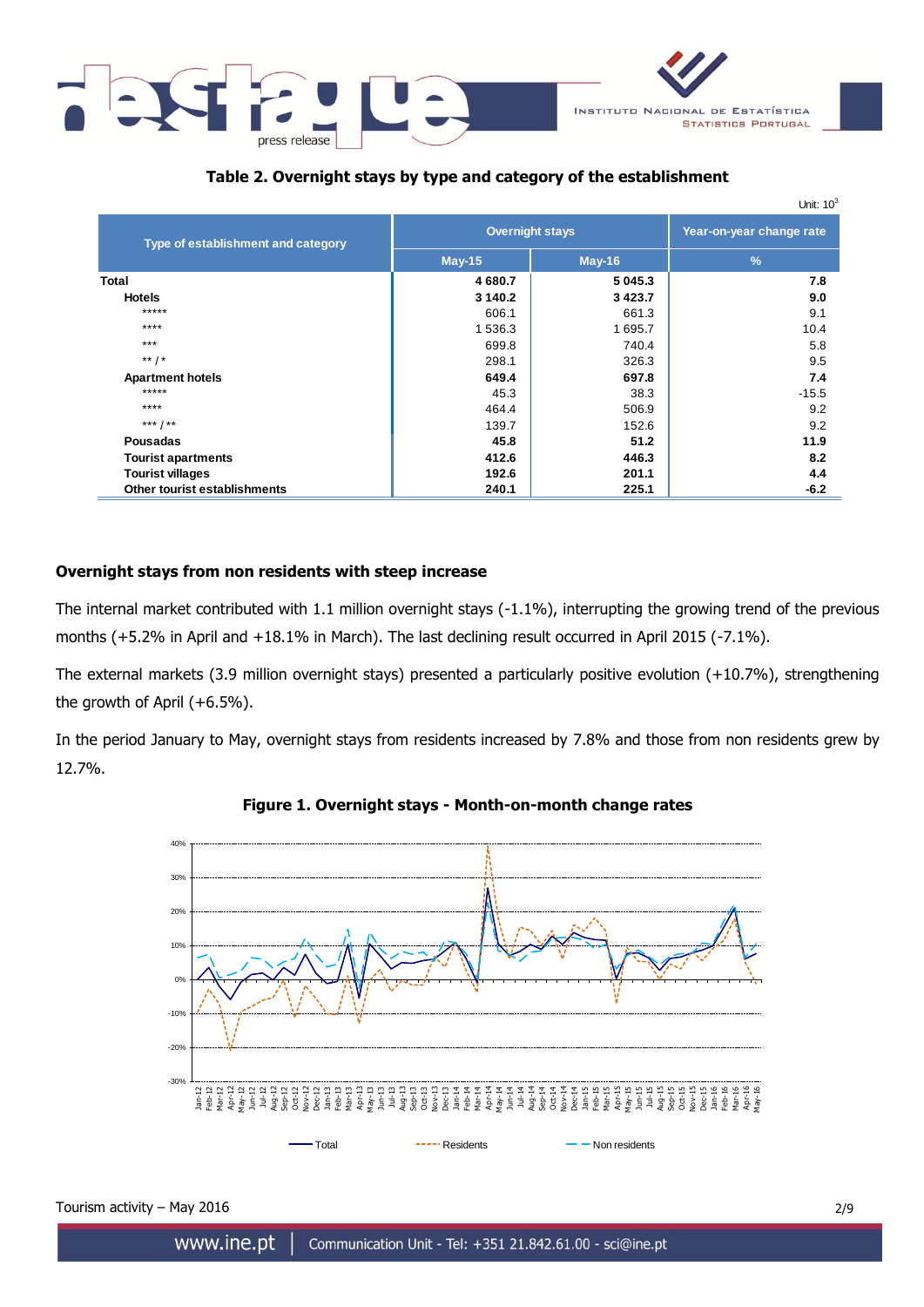**Table 2. Overnight stays by type and category of the establishment**

Unit: $10^3$

| Type of establishment and category | Overnight stays | | Year-on-year change rate |
|---|---|---|---|
| | May-15 | May-16 | % |
| **Total** | **4 680.7** | **5 045.3** | **7.8** |
| **Hotels** | **3 140.2** | **3 423.7** | **9.0** |
| ***** | 606.1 | 661.3 | 9.1 |
| **** | 1 536.3 | 1 695.7 | 10.4 |
| *** | 699.8 | 740.4 | 5.8 |
| ** / * | 298.1 | 326.3 | 9.5 |
| **Apartment hotels** | **649.4** | **697.8** | **7.4** |
| ***** | 45.3 | 38.3 | -15.5 |
| **** | 464.4 | 506.9 | 9.2 |
| *** / ** | 139.7 | 152.6 | 9.2 |
| **Pousadas** | **45.8** | **51.2** | **11.9** |
| **Tourist apartments** | **412.6** | **446.3** | **8.2** |
| **Tourist villages** | **192.6** | **201.1** | **4.4** |
| **Other tourist establishments** | **240.1** | **225.1** | **-6.2** |

## Overnight stays from non residents with steep increase

The internal market contributed with 1.1 million overnight stays (-1.1%), interrupting the growing trend of the previous months (+5.2% in April and +18.1% in March). The last declining result occurred in April 2015 (-7.1%).

The external markets (3.9 million overnight stays) presented a particularly positive evolution (+10.7%), strengthening the growth of April (+6.5%).

In the period January to May, overnight stays from residents increased by 7.8% and those from non residents grew by 12.7%.

**Figure 1. Overnight stays - Month-on-month change rates**

40%
30%
20%
10%
0%
-10%
-20%
-30%

Jan-12 Feb-12 Mar-12 Apr-12 May-12 Jun-12 Jul-12 Aug-12 Sep-12 Oct-12 Nov-12 Dec-12 Jan-13 Feb-13 Mar-13 Apr-13 May-13 Jun-13 Jul-13 Aug-13 Sep-13 Oct-13 Nov-13 Dec-13 Jan-14 Feb-14 Mar-14 Apr-14 May-14 Jun-14 Jul-14 Aug-14 Sep-14 Oct-14 Nov-14 Dec-14 Jan-15 Feb-15 Mar-15 Apr-15 May-15 Jun-15 Jul-15 Aug-15 Sep-15 Oct-15 Nov-15 Dec-15 Jan-16 Feb-16 Mar-16 Apr-16 May-16

Total
Residents
Non residents

Tourism activity – May 2016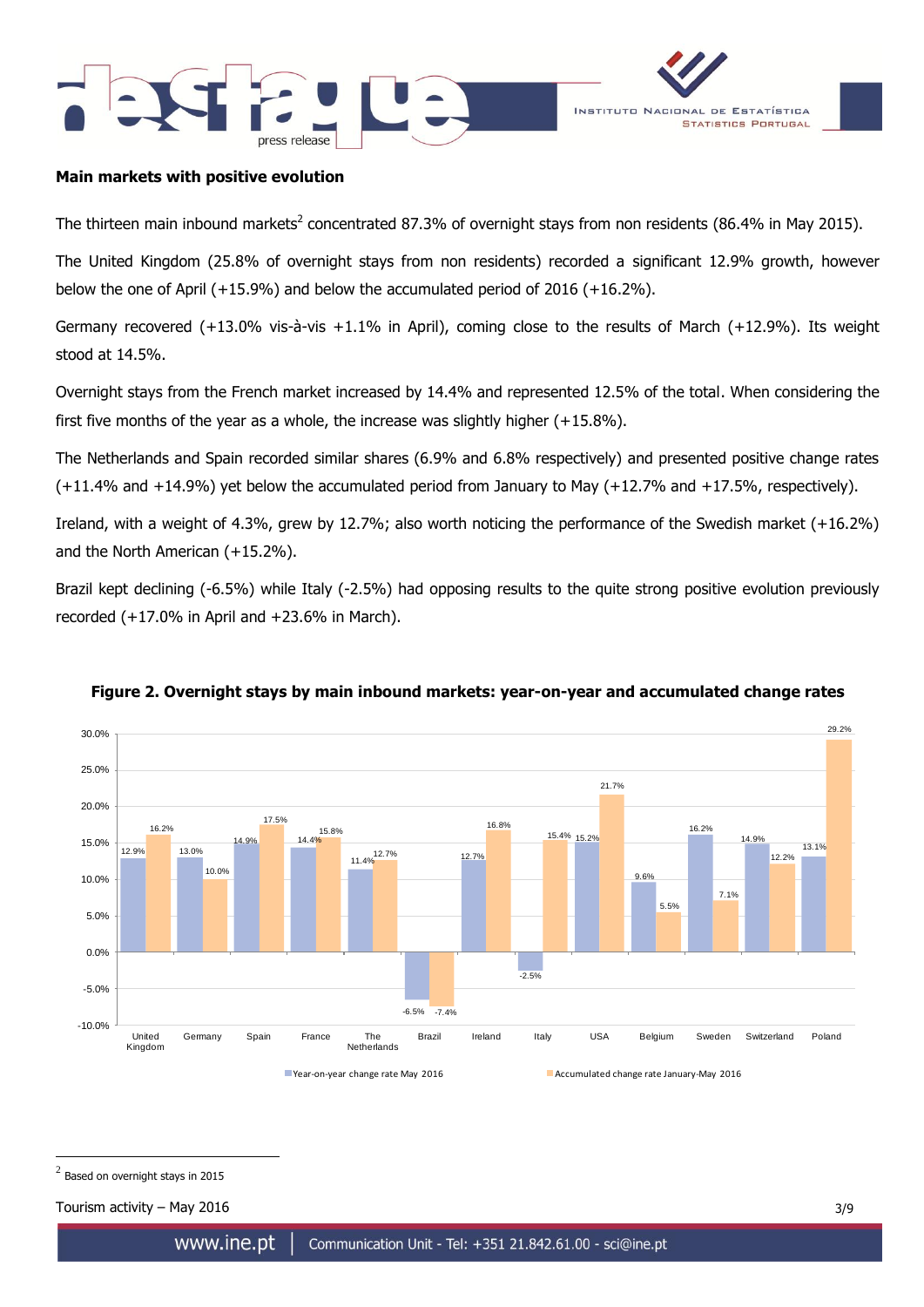**Main markets with positive evolution**

The thirteen main inbound markets[2] concentrated 87.3% of overnight stays from non residents (86.4% in May 2015).

The United Kingdom (25.8% of overnight stays from non residents) recorded a significant 12.9% growth, however below the one of April (+15.9%) and below the accumulated period of 2016 (+16.2%).

Germany recovered (+13.0% vis-à-vis +1.1% in April), coming close to the results of March (+12.9%). Its weight stood at 14.5%.

Overnight stays from the French market increased by 14.4% and represented 12.5% of the total. When considering the first five months of the year as a whole, the increase was slightly higher (+15.8%).

The Netherlands and Spain recorded similar shares (6.9% and 6.8% respectively) and presented positive change rates (+11.4% and +14.9%) yet below the accumulated period from January to May (+12.7% and +17.5%, respectively).

Ireland, with a weight of 4.3%, grew by 12.7%; also worth noticing the performance of the Swedish market (+16.2%) and the North American (+15.2%).

Brazil kept declining (-6.5%) while Italy (-2.5%) had opposing results to the quite strong positive evolution previously recorded (+17.0% in April and +23.6% in March).

**Figure 2. Overnight stays by main inbound markets: year-on-year and accumulated change rates**

30.0%
25.0%
20.0%
15.0%
10.0%
5.0%
0.0%
-5.0%
-10.0%

United Kingdom: 12.9% 16.2%
Germany: 13.0% 10.0%
Spain: 14.9% 17.5%
France: 14.4% 15.8%
The Netherlands: 11.4% 12.7%
Brazil: -6.5% -7.4%
Ireland: 12.7% 16.8%
Italy: -2.5% 15.4%
USA: 15.2% 21.7%
Belgium: 9.6% 5.5%
Sweden: 16.2% 7.1%
Switzerland: 14.9% 12.2%
Poland: 13.1% 29.2%

Year-on-year change rate May 2016
Accumulated change rate January-May 2016

[2] Based on overnight stays in 2015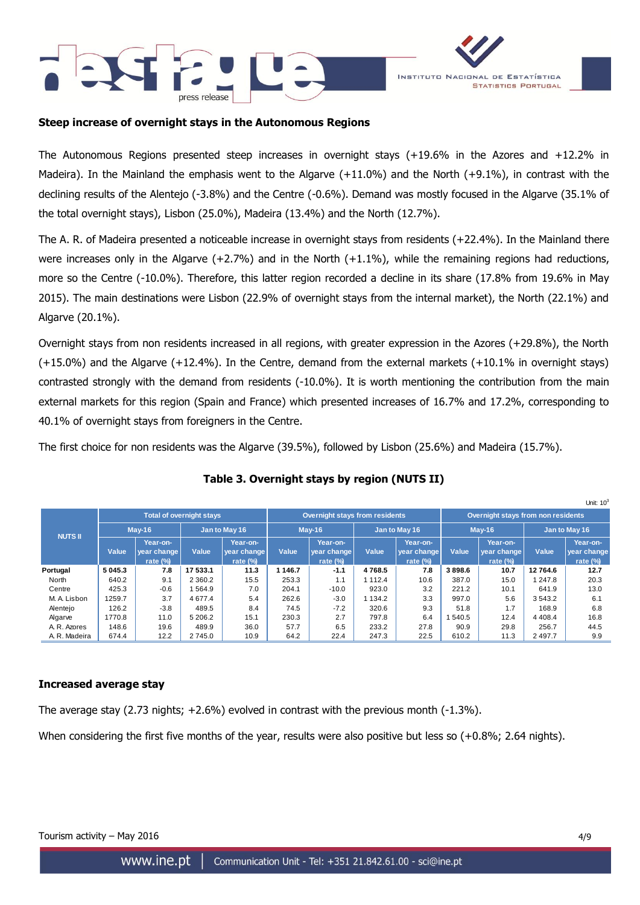## Steep increase of overnight stays in the Autonomous Regions

The Autonomous Regions presented steep increases in overnight stays (+19.6% in the Azores and +12.2% in Madeira). In the Mainland the emphasis went to the Algarve (+11.0%) and the North (+9.1%), in contrast with the declining results of the Alentejo (-3.8%) and the Centre (-0.6%). Demand was mostly focused in the Algarve (35.1% of the total overnight stays), Lisbon (25.0%), Madeira (13.4%) and the North (12.7%).

The A. R. of Madeira presented a noticeable increase in overnight stays from residents (+22.4%). In the Mainland there were increases only in the Algarve (+2.7%) and in the North (+1.1%), while the remaining regions had reductions, more so the Centre (-10.0%). Therefore, this latter region recorded a decline in its share (17.8% from 19.6% in May 2015). The main destinations were Lisbon (22.9% of overnight stays from the internal market), the North (22.1%) and Algarve (20.1%).

Overnight stays from non residents increased in all regions, with greater expression in the Azores (+29.8%), the North (+15.0%) and the Algarve (+12.4%). In the Centre, demand from the external markets (+10.1% in overnight stays) contrasted strongly with the demand from residents (-10.0%). It is worth mentioning the contribution from the main external markets for this region (Spain and France) which presented increases of 16.7% and 17.2%, corresponding to 40.1% of overnight stays from foreigners in the Centre.

The first choice for non residents was the Algarve (39.5%), followed by Lisbon (25.6%) and Madeira (15.7%).

### Table 3. Overnight stays by region (NUTS II)

Unit: $10^3$

| NUTS II | Total of overnight stays | | | | Overnight stays from residents | | | | Overnight stays from non residents | | | |
|---|---|---|---|---|---|---|---|---|---|---|---|---|
| | May-16 | | Jan to May 16 | | May-16 | | Jan to May 16 | | May-16 | | Jan to May 16 | |
| | Value | Year-on-year change rate (%) | Value | Year-on-year change rate (%) | Value | Year-on-year change rate (%) | Value | Year-on-year change rate (%) | Value | Year-on-year change rate (%) | Value | Year-on-year change rate (%) |
| **Portugal** | **5 045.3** | **7.8** | **17 533.1** | **11.3** | **1 146.7** | **-1.1** | **4 768.5** | **7.8** | **3 898.6** | **10.7** | **12 764.6** | **12.7** |
| North | 640.2 | 9.1 | 2 360.2 | 15.5 | 253.3 | 1.1 | 1 112.4 | 10.6 | 387.0 | 15.0 | 1 247.8 | 20.3 |
| Centre | 425.3 | -0.6 | 1 564.9 | 7.0 | 204.1 | -10.0 | 923.0 | 3.2 | 221.2 | 10.1 | 641.9 | 13.0 |
| M. A. Lisbon | 1259.7 | 3.7 | 4 677.4 | 5.4 | 262.6 | -3.0 | 1 134.2 | 3.3 | 997.0 | 5.6 | 3 543.2 | 6.1 |
| Alentejo | 126.2 | -3.8 | 489.5 | 8.4 | 74.5 | -7.2 | 320.6 | 9.3 | 51.8 | 1.7 | 168.9 | 6.8 |
| Algarve | 1770.8 | 11.0 | 5 206.2 | 15.1 | 230.3 | 2.7 | 797.8 | 6.4 | 1 540.5 | 12.4 | 4 408.4 | 16.8 |
| A. R. Azores | 148.6 | 19.6 | 489.9 | 36.0 | 57.7 | 6.5 | 233.2 | 27.8 | 90.9 | 29.8 | 256.7 | 44.5 |
| A. R. Madeira | 674.4 | 12.2 | 2 745.0 | 10.9 | 64.2 | 22.4 | 247.3 | 22.5 | 610.2 | 11.3 | 2 497.7 | 9.9 |

## Increased average stay

The average stay (2.73 nights; +2.6%) evolved in contrast with the previous month (-1.3%).

When considering the first five months of the year, results were also positive but less so (+0.8%; 2.64 nights).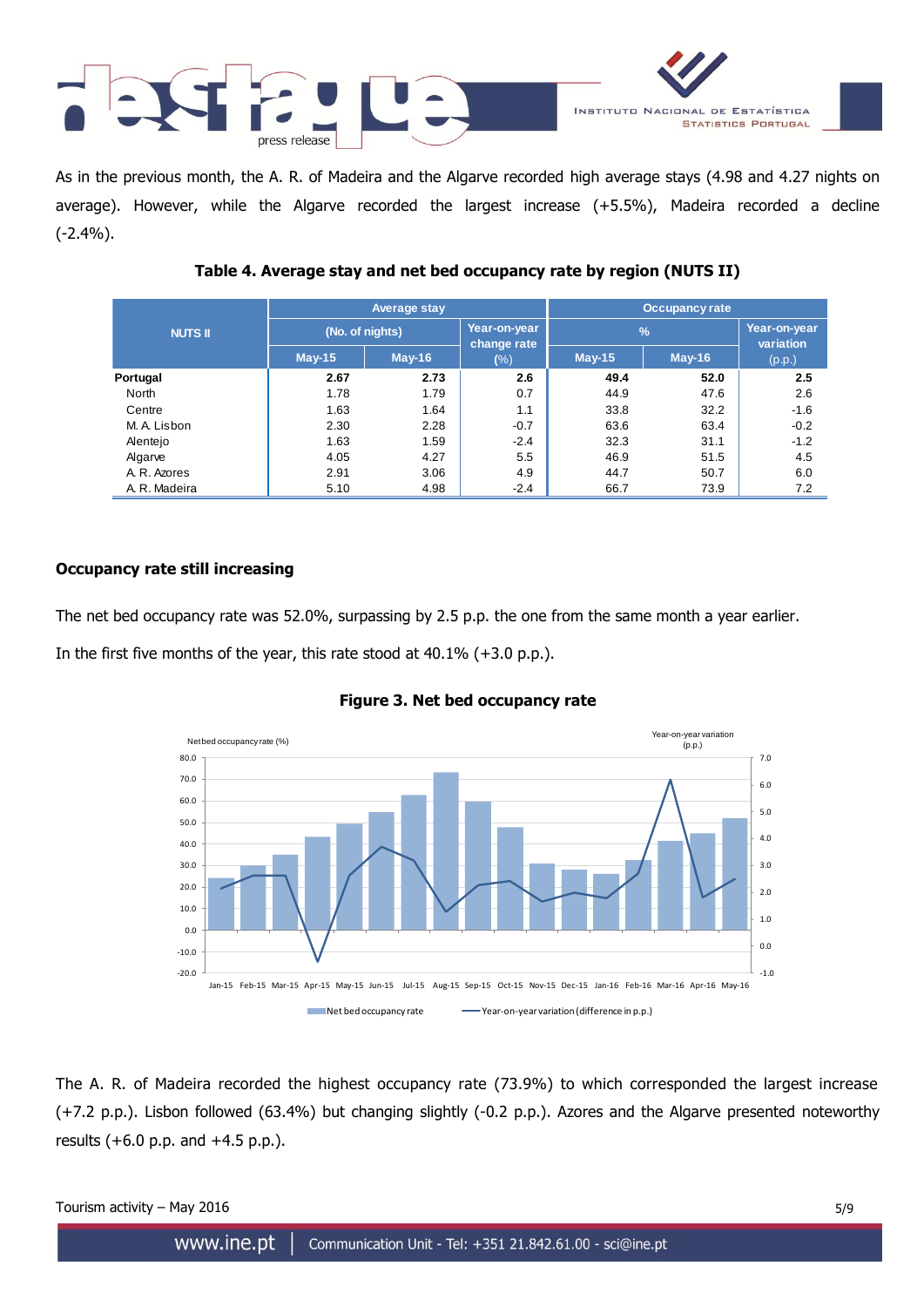As in the previous month, the A. R. of Madeira and the Algarve recorded high average stays (4.98 and 4.27 nights on average). However, while the Algarve recorded the largest increase (+5.5%), Madeira recorded a decline (-2.4%).

**Table 4. Average stay and net bed occupancy rate by region (NUTS II)**

| NUTS II | Average stay | | | Occupancy rate | | |
|---|---|---|---|---|---|---|
| | (No. of nights) | | Year-on-year change rate | % | | Year-on-year variation |
| | May-15 | May-16 | (%) | May-15 | May-16 | (p.p.) |
| **Portugal** | **2.67** | **2.73** | **2.6** | **49.4** | **52.0** | **2.5** |
| North | 1.78 | 1.79 | 0.7 | 44.9 | 47.6 | 2.6 |
| Centre | 1.63 | 1.64 | 1.1 | 33.8 | 32.2 | -1.6 |
| M. A. Lisbon | 2.30 | 2.28 | -0.7 | 63.6 | 63.4 | -0.2 |
| Alentejo | 1.63 | 1.59 | -2.4 | 32.3 | 31.1 | -1.2 |
| Algarve | 4.05 | 4.27 | 5.5 | 46.9 | 51.5 | 4.5 |
| A. R. Azores | 2.91 | 3.06 | 4.9 | 44.7 | 50.7 | 6.0 |
| A. R. Madeira | 5.10 | 4.98 | -2.4 | 66.7 | 73.9 | 7.2 |

### Occupancy rate still increasing

The net bed occupancy rate was 52.0%, surpassing by 2.5 p.p. the one from the same month a year earlier.

In the first five months of the year, this rate stood at 40.1% (+3.0 p.p.).

**Figure 3. Net bed occupancy rate**

Net bed occupancy rate (%)

Year-on-year variation (p.p.)

80.0
70.0
60.0
50.0
40.0
30.0
20.0
10.0
0.0
-10.0
-20.0

7.0
6.0
5.0
4.0
3.0
2.0
1.0
0.0
-1.0

Jan-15 Feb-15 Mar-15 Apr-15 May-15 Jun-15 Jul-15 Aug-15 Sep-15 Oct-15 Nov-15 Dec-15 Jan-16 Feb-16 Mar-16 Apr-16 May-16

Net bed occupancy rate — Year-on-year variation (difference in p.p.)

The A. R. of Madeira recorded the highest occupancy rate (73.9%) to which corresponded the largest increase (+7.2 p.p.). Lisbon followed (63.4%) but changing slightly (-0.2 p.p.). Azores and the Algarve presented noteworthy results (+6.0 p.p. and +4.5 p.p.).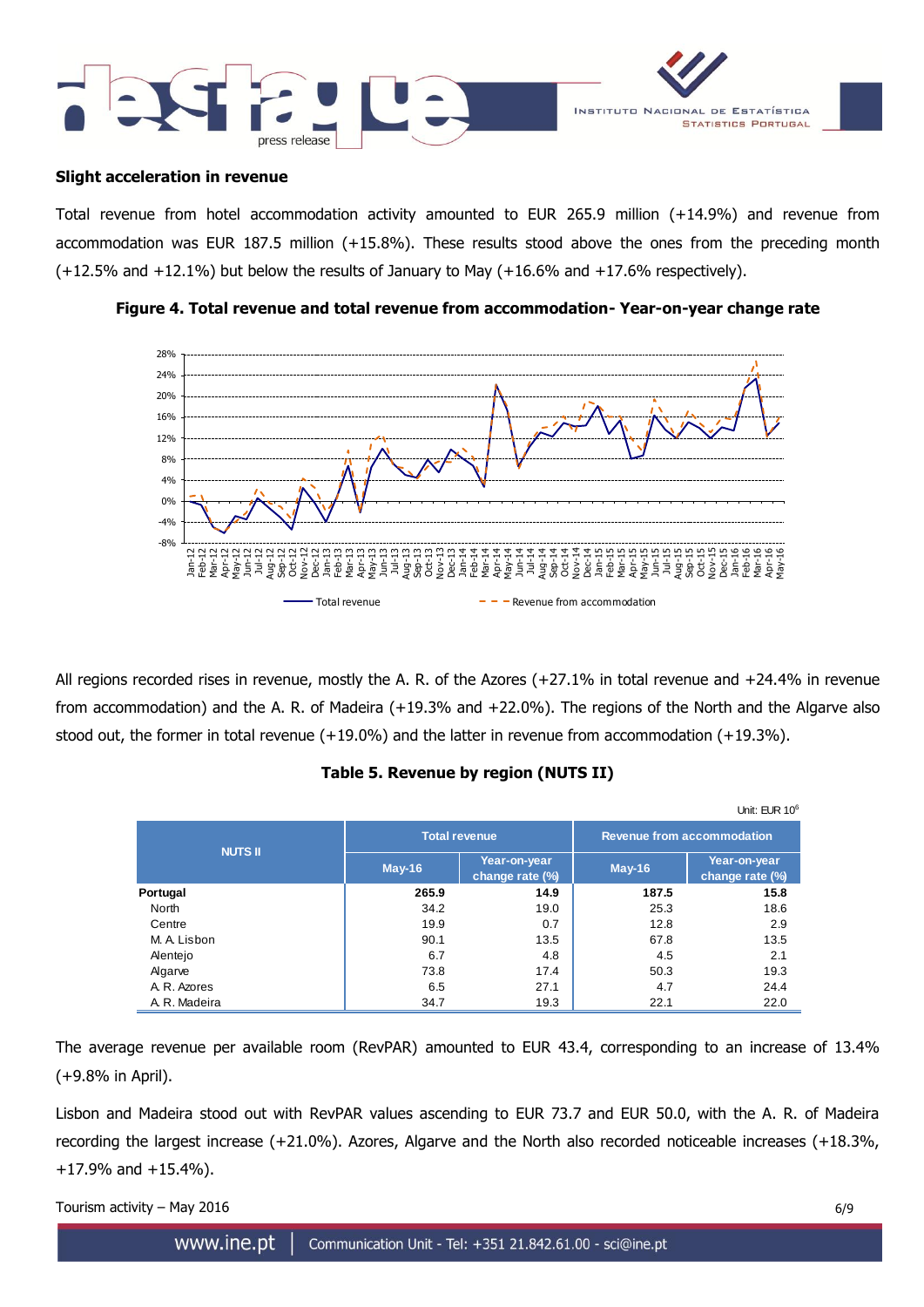**Slight acceleration in revenue**

Total revenue from hotel accommodation activity amounted to EUR 265.9 million (+14.9%) and revenue from accommodation was EUR 187.5 million (+15.8%). These results stood above the ones from the preceding month (+12.5% and +12.1%) but below the results of January to May (+16.6% and +17.6% respectively).

**Figure 4. Total revenue and total revenue from accommodation- Year-on-year change rate**

28%
24%
20%
16%
12%
8%
4%
0%
-4%
-8%

Jan-12 Feb-12 Mar-12 Apr-12 May-12 Jun-12 Jul-12 Aug-12 Sep-12 Oct-12 Nov-12 Dec-12 Jan-13 Feb-13 Mar-13 Apr-13 May-13 Jun-13 Jul-13 Aug-13 Sep-13 Oct-13 Nov-13 Dec-13 Jan-14 Feb-14 Mar-14 Apr-14 May-14 Jun-14 Jul-14 Aug-14 Sep-14 Oct-14 Nov-14 Dec-14 Jan-15 Feb-15 Mar-15 Apr-15 May-15 Jun-15 Jul-15 Aug-15 Sep-15 Oct-15 Nov-15 Dec-15 Jan-16 Feb-16 Mar-16 Apr-16 May-16

Total revenue
Revenue from accommodation

All regions recorded rises in revenue, mostly the A. R. of the Azores (+27.1% in total revenue and +24.4% in revenue from accommodation) and the A. R. of Madeira (+19.3% and +22.0%). The regions of the North and the Algarve also stood out, the former in total revenue (+19.0%) and the latter in revenue from accommodation (+19.3%).

**Table 5. Revenue by region (NUTS II)**

Unit: EUR $10^6$

| NUTS II | Total revenue | | Revenue from accommodation | |
|---|---|---|---|---|
| | May-16 | Year-on-year change rate (%) | May-16 | Year-on-year change rate (%) |
| **Portugal** | **265.9** | **14.9** | **187.5** | **15.8** |
| North | 34.2 | 19.0 | 25.3 | 18.6 |
| Centre | 19.9 | 0.7 | 12.8 | 2.9 |
| M. A. Lisbon | 90.1 | 13.5 | 67.8 | 13.5 |
| Alentejo | 6.7 | 4.8 | 4.5 | 2.1 |
| Algarve | 73.8 | 17.4 | 50.3 | 19.3 |
| A. R. Azores | 6.5 | 27.1 | 4.7 | 24.4 |
| A. R. Madeira | 34.7 | 19.3 | 22.1 | 22.0 |

The average revenue per available room (RevPAR) amounted to EUR 43.4, corresponding to an increase of 13.4% (+9.8% in April).

Lisbon and Madeira stood out with RevPAR values ascending to EUR 73.7 and EUR 50.0, with the A. R. of Madeira recording the largest increase (+21.0%). Azores, Algarve and the North also recorded noticeable increases (+18.3%, +17.9% and +15.4%).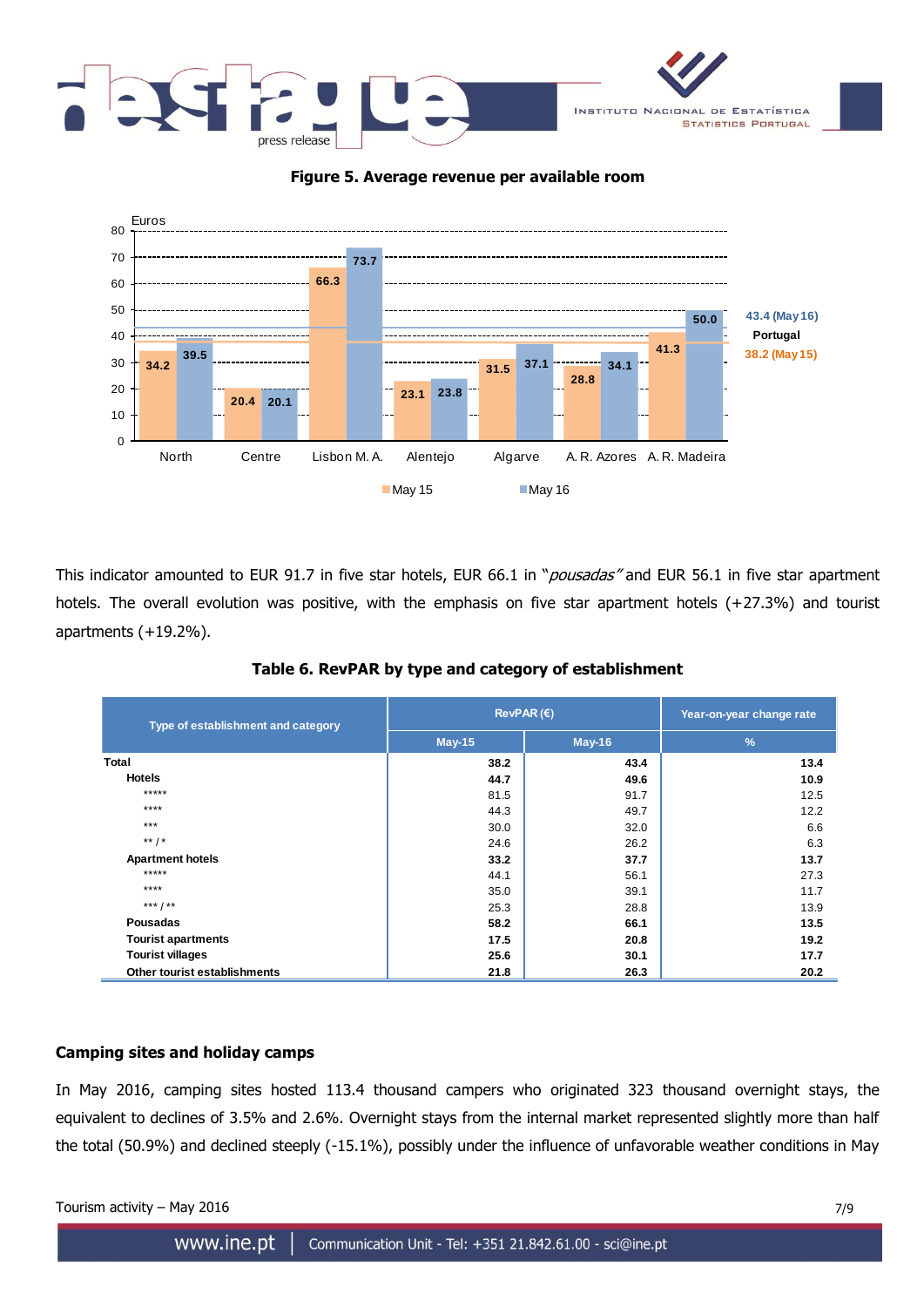**Figure 5. Average revenue per available room**

Euros

80
70
60
50
40
30
20
10
0

34.2 39.5
20.4 20.1
66.3 73.7
23.1 23.8
31.5 37.1
28.8 34.1
41.3 50.0

North Centre Lisbon M. A. Alentejo Algarve A. R. Azores A. R. Madeira

43.4 (May 16)
Portugal
38.2 (May 15)

May 15 May 16

This indicator amounted to EUR 91.7 in five star hotels, EUR 66.1 in "*pousadas*" and EUR 56.1 in five star apartment hotels. The overall evolution was positive, with the emphasis on five star apartment hotels (+27.3%) and tourist apartments (+19.2%).

**Table 6. RevPAR by type and category of establishment**

| Type of establishment and category | RevPAR (€) | | Year-on-year change rate |
|---|---|---|---|
| | May-15 | May-16 | % |
| **Total** | **38.2** | **43.4** | **13.4** |
| **Hotels** | **44.7** | **49.6** | **10.9** |
| ***** | 81.5 | 91.7 | 12.5 |
| **** | 44.3 | 49.7 | 12.2 |
| *** | 30.0 | 32.0 | 6.6 |
| ** / * | 24.6 | 26.2 | 6.3 |
| **Apartment hotels** | **33.2** | **37.7** | **13.7** |
| ***** | 44.1 | 56.1 | 27.3 |
| **** | 35.0 | 39.1 | 11.7 |
| *** / ** | 25.3 | 28.8 | 13.9 |
| **Pousadas** | **58.2** | **66.1** | **13.5** |
| **Tourist apartments** | **17.5** | **20.8** | **19.2** |
| **Tourist villages** | **25.6** | **30.1** | **17.7** |
| **Other tourist establishments** | **21.8** | **26.3** | **20.2** |

**Camping sites and holiday camps**

In May 2016, camping sites hosted 113.4 thousand campers who originated 323 thousand overnight stays, the equivalent to declines of 3.5% and 2.6%. Overnight stays from the internal market represented slightly more than half the total (50.9%) and declined steeply (-15.1%), possibly under the influence of unfavorable weather conditions in May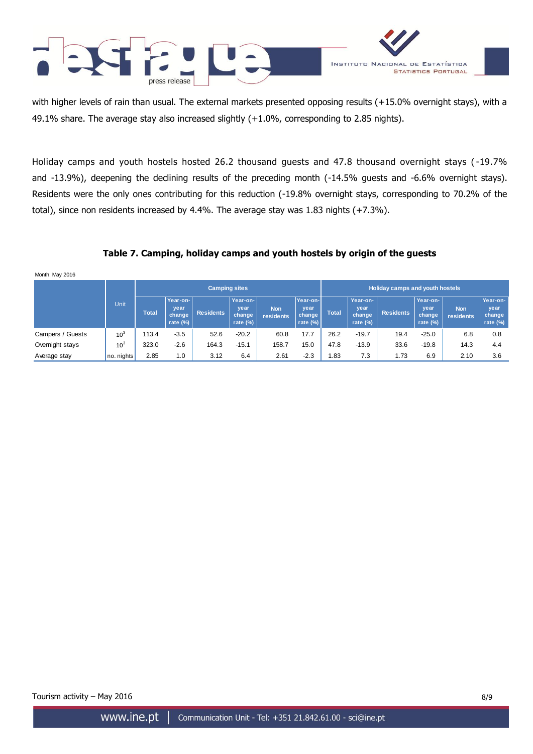with higher levels of rain than usual. The external markets presented opposing results (+15.0% overnight stays), with a 49.1% share. The average stay also increased slightly (+1.0%, corresponding to 2.85 nights).

Holiday camps and youth hostels hosted 26.2 thousand guests and 47.8 thousand overnight stays (-19.7% and -13.9%), deepening the declining results of the preceding month (-14.5% guests and -6.6% overnight stays). Residents were the only ones contributing for this reduction (-19.8% overnight stays, corresponding to 70.2% of the total), since non residents increased by 4.4%. The average stay was 1.83 nights (+7.3%).

### Table 7. Camping, holiday camps and youth hostels by origin of the guests

Month: May 2016

| | Unit | Camping sites | | | | | | Holiday camps and youth hostels | | | | | |
|---|---|---|---|---|---|---|---|---|---|---|---|---|---|
| | | Total | Year-on-year change rate (%) | Residents | Year-on-year change rate (%) | Non residents | Year-on-year change rate (%) | Total | Year-on-year change rate (%) | Residents | Year-on-year change rate (%) | Non residents | Year-on-year change rate (%) |
| Campers / Guests | $10^3$ | 113.4 | -3.5 | 52.6 | -20.2 | 60.8 | 17.7 | 26.2 | -19.7 | 19.4 | -25.0 | 6.8 | 0.8 |
| Overnight stays | $10^3$ | 323.0 | -2.6 | 164.3 | -15.1 | 158.7 | 15.0 | 47.8 | -13.9 | 33.6 | -19.8 | 14.3 | 4.4 |
| Average stay | no. nights | 2.85 | 1.0 | 3.12 | 6.4 | 2.61 | -2.3 | 1.83 | 7.3 | 1.73 | 6.9 | 2.10 | 3.6 |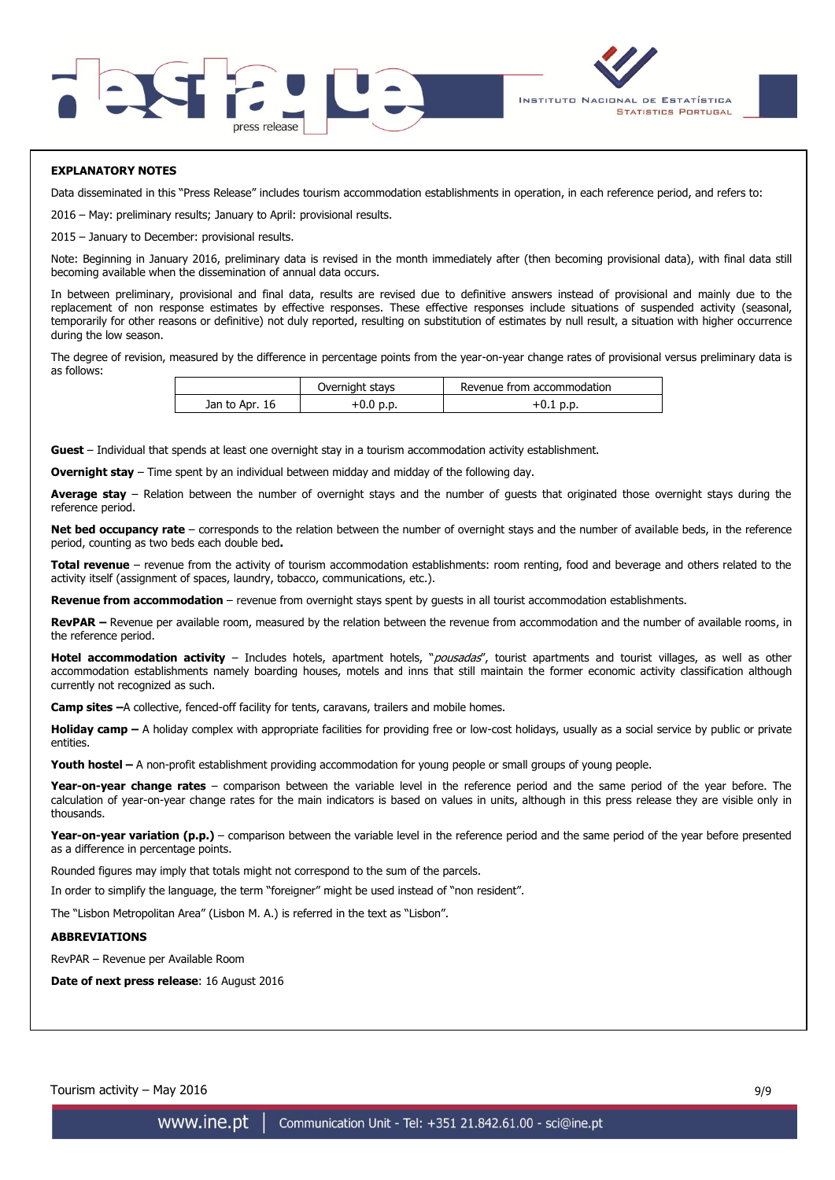**EXPLANATORY NOTES**

Data disseminated in this "Press Release" includes tourism accommodation establishments in operation, in each reference period, and refers to:

2016 – May: preliminary results; January to April: provisional results.

2015 – January to December: provisional results.

Note: Beginning in January 2016, preliminary data is revised in the month immediately after (then becoming provisional data), with final data still becoming available when the dissemination of annual data occurs.

In between preliminary, provisional and final data, results are revised due to definitive answers instead of provisional and mainly due to the replacement of non response estimates by effective responses. These effective responses include situations of suspended activity (seasonal, temporarily for other reasons or definitive) not duly reported, resulting on substitution of estimates by null result, a situation with higher occurrence during the low season.

The degree of revision, measured by the difference in percentage points from the year-on-year change rates of provisional versus preliminary data is as follows:

| | Overnight stays | Revenue from accommodation |
|---|---|---|
| Jan to Apr. 16 | +0.0 p.p. | +0.1 p.p. |

**Guest** – Individual that spends at least one overnight stay in a tourism accommodation activity establishment.

**Overnight stay** – Time spent by an individual between midday and midday of the following day.

**Average stay** – Relation between the number of overnight stays and the number of guests that originated those overnight stays during the reference period.

**Net bed occupancy rate** – corresponds to the relation between the number of overnight stays and the number of available beds, in the reference period, counting as two beds each double bed**.**

**Total revenue** – revenue from the activity of tourism accommodation establishments: room renting, food and beverage and others related to the activity itself (assignment of spaces, laundry, tobacco, communications, etc.).

**Revenue from accommodation** – revenue from overnight stays spent by guests in all tourist accommodation establishments.

**RevPAR –** Revenue per available room, measured by the relation between the revenue from accommodation and the number of available rooms, in the reference period.

**Hotel accommodation activity** – Includes hotels, apartment hotels, "*pousadas*", tourist apartments and tourist villages, as well as other accommodation establishments namely boarding houses, motels and inns that still maintain the former economic activity classification although currently not recognized as such.

**Camp sites –**A collective, fenced-off facility for tents, caravans, trailers and mobile homes.

**Holiday camp –** A holiday complex with appropriate facilities for providing free or low-cost holidays, usually as a social service by public or private entities.

**Youth hostel –** A non-profit establishment providing accommodation for young people or small groups of young people.

**Year-on-year change rates** – comparison between the variable level in the reference period and the same period of the year before. The calculation of year-on-year change rates for the main indicators is based on values in units, although in this press release they are visible only in thousands.

**Year-on-year variation (p.p.)** – comparison between the variable level in the reference period and the same period of the year before presented as a difference in percentage points.

Rounded figures may imply that totals might not correspond to the sum of the parcels.

In order to simplify the language, the term "foreigner" might be used instead of "non resident".

The "Lisbon Metropolitan Area" (Lisbon M. A.) is referred in the text as "Lisbon".

**ABBREVIATIONS**

RevPAR – Revenue per Available Room

**Date of next press release**: 16 August 2016